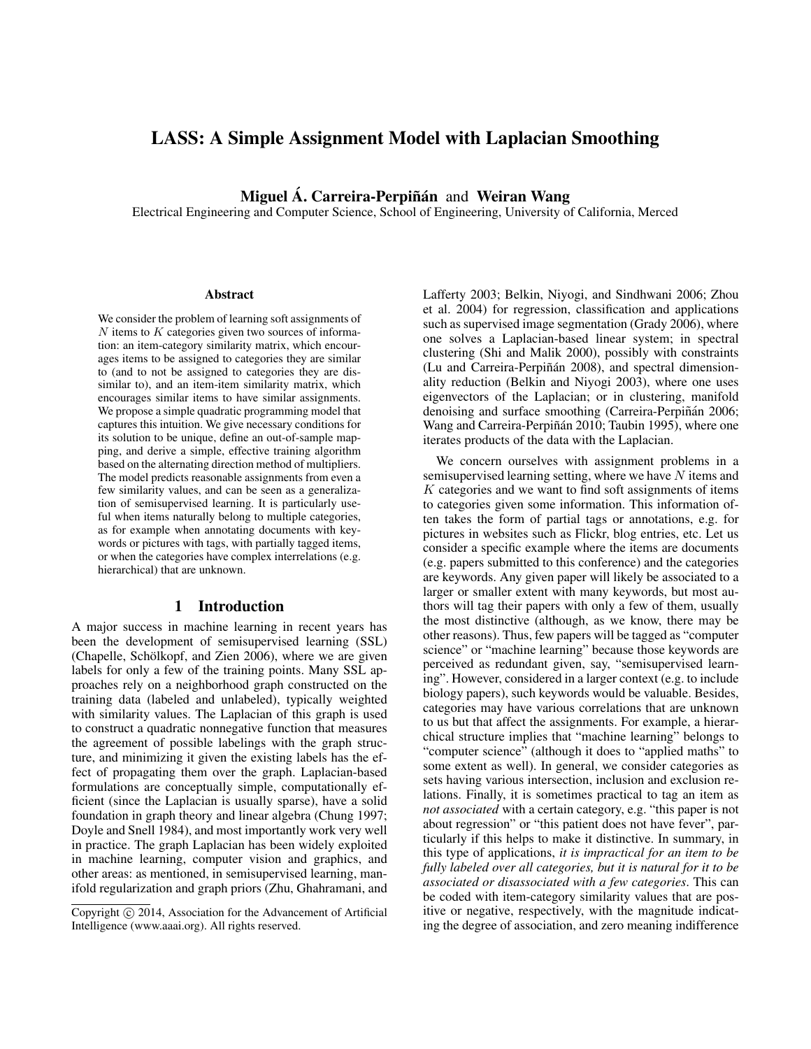# LASS: A Simple Assignment Model with Laplacian Smoothing

**Miguel Á. Carreira-Perpiñán** and **Weiran Wang**

Electrical Engineering and Computer Science, School of Engineering, University of California, Merced

### Abstract

We consider the problem of learning soft assignments of $N$ items to $K$ categories given two sources of information: an item-category similarity matrix, which encourages items to be assigned to categories they are similar to (and to not be assigned to categories they are dissimilar to), and an item-item similarity matrix, which encourages similar items to have similar assignments. We propose a simple quadratic programming model that captures this intuition. We give necessary conditions for its solution to be unique, define an out-of-sample mapping, and derive a simple, effective training algorithm based on the alternating direction method of multipliers. The model predicts reasonable assignments from even a few similarity values, and can be seen as a generalization of semisupervised learning. It is particularly useful when items naturally belong to multiple categories, as for example when annotating documents with keywords or pictures with tags, with partially tagged items, or when the categories have complex interrelations (e.g. hierarchical) that are unknown.

## 1 Introduction

A major success in machine learning in recent years has been the development of semisupervised learning (SSL) (Chapelle, Schölkopf, and Zien 2006), where we are given labels for only a few of the training points. Many SSL approaches rely on a neighborhood graph constructed on the training data (labeled and unlabeled), typically weighted with similarity values. The Laplacian of this graph is used to construct a quadratic nonnegative function that measures the agreement of possible labelings with the graph structure, and minimizing it given the existing labels has the effect of propagating them over the graph. Laplacian-based formulations are conceptually simple, computationally efficient (since the Laplacian is usually sparse), have a solid foundation in graph theory and linear algebra (Chung 1997; Doyle and Snell 1984), and most importantly work very well in practice. The graph Laplacian has been widely exploited in machine learning, computer vision and graphics, and other areas: as mentioned, in semisupervised learning, manifold regularization and graph priors (Zhu, Ghahramani, and Lafferty 2003; Belkin, Niyogi, and Sindhwani 2006; Zhou et al. 2004) for regression, classification and applications such as supervised image segmentation (Grady 2006), where one solves a Laplacian-based linear system; in spectral clustering (Shi and Malik 2000), possibly with constraints (Lu and Carreira-Perpiñán 2008), and spectral dimensionality reduction (Belkin and Niyogi 2003), where one uses eigenvectors of the Laplacian; or in clustering, manifold denoising and surface smoothing (Carreira-Perpiñán 2006; Wang and Carreira-Perpiñán 2010; Taubin 1995), where one iterates products of the data with the Laplacian.

We concern ourselves with assignment problems in a semisupervised learning setting, where we have $N$ items and $K$ categories and we want to find soft assignments of items to categories given some information. This information often takes the form of partial tags or annotations, e.g. for pictures in websites such as Flickr, blog entries, etc. Let us consider a specific example where the items are documents (e.g. papers submitted to this conference) and the categories are keywords. Any given paper will likely be associated to a larger or smaller extent with many keywords, but most authors will tag their papers with only a few of them, usually the most distinctive (although, as we know, there may be other reasons). Thus, few papers will be tagged as "computer science" or "machine learning" because those keywords are perceived as redundant given, say, "semisupervised learning". However, considered in a larger context (e.g. to include biology papers), such keywords would be valuable. Besides, categories may have various correlations that are unknown to us but that affect the assignments. For example, a hierarchical structure implies that "machine learning" belongs to "computer science" (although it does to "applied maths" to some extent as well). In general, we consider categories as sets having various intersection, inclusion and exclusion relations. Finally, it is sometimes practical to tag an item as *not associated* with a certain category, e.g. "this paper is not about regression" or "this patient does not have fever", particularly if this helps to make it distinctive. In summary, in this type of applications, *it is impractical for an item to be fully labeled over all categories, but it is natural for it to be associated or disassociated with a few categories*. This can be coded with item-category similarity values that are positive or negative, respectively, with the magnitude indicating the degree of association, and zero meaning indifference

Copyright © 2014, Association for the Advancement of Artificial Intelligence (www.aaai.org). All rights reserved.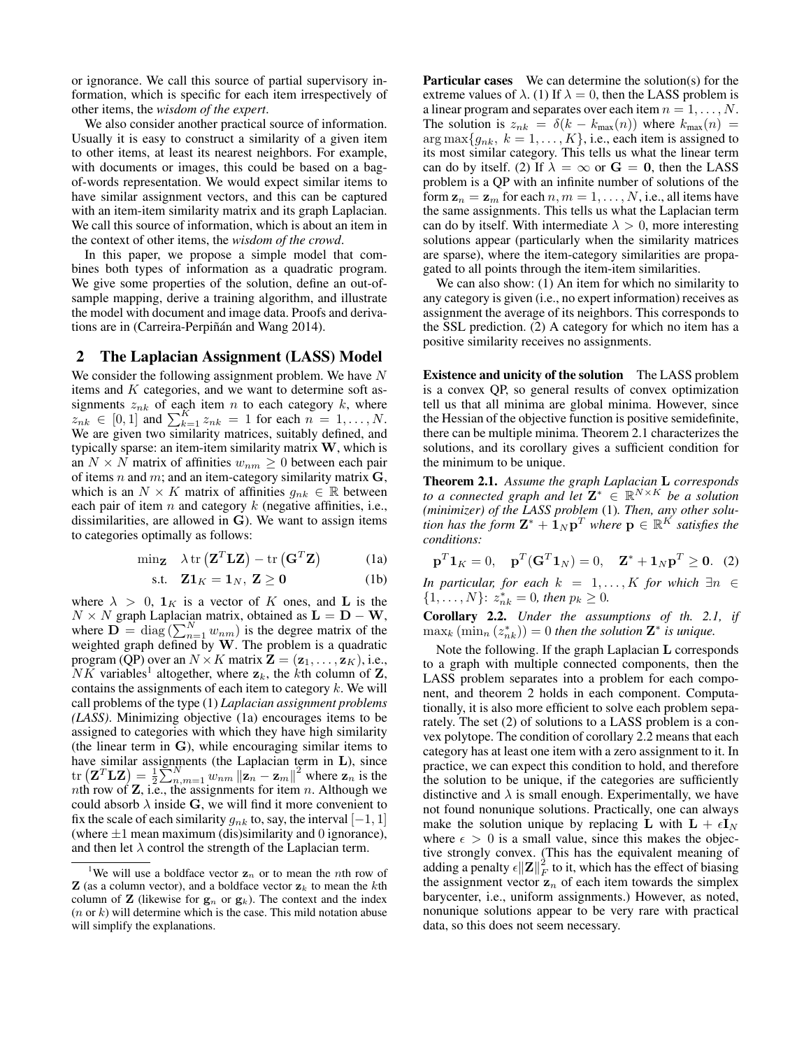or ignorance. We call this source of partial supervisory information, which is specific for each item irrespectively of other items, the *wisdom of the expert*.

We also consider another practical source of information. Usually it is easy to construct a similarity of a given item to other items, at least its nearest neighbors. For example, with documents or images, this could be based on a bag-of-words representation. We would expect similar items to have similar assignment vectors, and this can be captured with an item-item similarity matrix and its graph Laplacian. We call this source of information, which is about an item in the context of other items, the *wisdom of the crowd*.

In this paper, we propose a simple model that combines both types of information as a quadratic program. We give some properties of the solution, define an out-of-sample mapping, derive a training algorithm, and illustrate the model with document and image data. Proofs and derivations are in (Carreira-Perpiñán and Wang 2014).

## 2 The Laplacian Assignment (LASS) Model

We consider the following assignment problem. We have $N$ items and $K$ categories, and we want to determine soft assignments $z_{nk}$ of each item $n$ to each category $k$, where $z_{nk} \in [0,1]$ and $\sum_{k=1}^{K} z_{nk} = 1$ for each $n = 1,\dots,N$. We are given two similarity matrices, suitably defined, and typically sparse: an item-item similarity matrix $\mathbf{W}$, which is an $N \times N$ matrix of affinities $w_{nm} \geq 0$ between each pair of items $n$ and $m$; and an item-category similarity matrix $\mathbf{G}$, which is an $N \times K$ matrix of affinities $g_{nk} \in \mathbb{R}$ between each pair of item $n$ and category $k$ (negative affinities, i.e., dissimilarities, are allowed in $\mathbf{G}$). We want to assign items to categories optimally as follows:

$$\min_{\mathbf{Z}} \quad \lambda \operatorname{tr}\left(\mathbf{Z}^T \mathbf{L} \mathbf{Z}\right) - \operatorname{tr}\left(\mathbf{G}^T \mathbf{Z}\right) \tag{1a}$$

$$\text{s.t.} \quad \mathbf{Z}\mathbf{1}_K = \mathbf{1}_N, \ \mathbf{Z} \geq \mathbf{0} \tag{1b}$$

where $\lambda > 0$, $\mathbf{1}_K$ is a vector of $K$ ones, and $\mathbf{L}$ is the $N \times N$ graph Laplacian matrix, obtained as $\mathbf{L} = \mathbf{D} - \mathbf{W}$, where $\mathbf{D} = \operatorname{diag}\left(\sum_{n=1}^{N} w_{nm}\right)$ is the degree matrix of the weighted graph defined by $\mathbf{W}$. The problem is a quadratic program (QP) over an $N \times K$ matrix $\mathbf{Z} = (\mathbf{z}_1, \dots, \mathbf{z}_K)$, i.e., $NK$ variables[1] altogether, where $\mathbf{z}_k$, the $k$th column of $\mathbf{Z}$, contains the assignments of each item to category $k$. We will call problems of the type (1) *Laplacian assignment problems (LASS)*. Minimizing objective (1a) encourages items to be assigned to categories with which they have high similarity (the linear term in $\mathbf{G}$), while encouraging similar items to have similar assignments (the Laplacian term in $\mathbf{L}$), since $\operatorname{tr}\left(\mathbf{Z}^T \mathbf{L} \mathbf{Z}\right) = \frac{1}{2}\sum_{n,m=1}^{N} w_{nm} \left\|\mathbf{z}_n - \mathbf{z}_m\right\|^2$ where $\mathbf{z}_n$ is the $n$th row of $\mathbf{Z}$, i.e., the assignments for item $n$. Although we could absorb $\lambda$ inside $\mathbf{G}$, we will find it more convenient to fix the scale of each similarity $g_{nk}$ to, say, the interval $[-1,1]$ (where $\pm 1$ mean maximum (dis)similarity and 0 ignorance), and then let $\lambda$ control the strength of the Laplacian term.

[1] We will use a boldface vector $\mathbf{z}_n$ or to mean the $n$th row of $\mathbf{Z}$ (as a column vector), and a boldface vector $\mathbf{z}_k$ to mean the $k$th column of $\mathbf{Z}$ (likewise for $\mathbf{g}_n$ or $\mathbf{g}_k$). The context and the index ($n$ or $k$) will determine which is the case. This mild notation abuse will simplify the explanations.

**Particular cases** We can determine the solution(s) for the extreme values of $\lambda$. (1) If $\lambda = 0$, then the LASS problem is a linear program and separates over each item $n = 1,\dots,N$. The solution is $z_{nk} = \delta(k - k_{\text{max}}(n))$ where $k_{\text{max}}(n) = \arg\max\{g_{nk},\ k = 1,\dots,K\}$, i.e., each item is assigned to its most similar category. This tells us what the linear term can do by itself. (2) If $\lambda = \infty$ or $\mathbf{G} = \mathbf{0}$, then the LASS problem is a QP with an infinite number of solutions of the form $\mathbf{z}_n = \mathbf{z}_m$ for each $n,m = 1,\dots,N$, i.e., all items have the same assignments. This tells us what the Laplacian term can do by itself. With intermediate $\lambda > 0$, more interesting solutions appear (particularly when the similarity matrices are sparse), where the item-category similarities are propagated to all points through the item-item similarities.

We can also show: (1) An item for which no similarity to any category is given (i.e., no expert information) receives as assignment the average of its neighbors. This corresponds to the SSL prediction. (2) A category for which no item has a positive similarity receives no assignments.

**Existence and unicity of the solution** The LASS problem is a convex QP, so general results of convex optimization tell us that all minima are global minima. However, since the Hessian of the objective function is positive semidefinite, there can be multiple minima. Theorem 2.1 characterizes the solutions, and its corollary gives a sufficient condition for the minimum to be unique.

**Theorem 2.1.** *Assume the graph Laplacian* $\mathbf{L}$ *corresponds to a connected graph and let* $\mathbf{Z}^* \in \mathbb{R}^{N \times K}$ *be a solution (minimizer) of the LASS problem* (1). *Then, any other solution has the form* $\mathbf{Z}^* + \mathbf{1}_N \mathbf{p}^T$ *where* $\mathbf{p} \in \mathbb{R}^K$ *satisfies the conditions:*

$$\mathbf{p}^T \mathbf{1}_K = 0, \quad \mathbf{p}^T(\mathbf{G}^T \mathbf{1}_N) = 0, \quad \mathbf{Z}^* + \mathbf{1}_N \mathbf{p}^T \geq \mathbf{0}. \tag{2}$$

*In particular, for each* $k = 1,\dots,K$ *for which* $\exists n \in \{1,\dots,N\}$: $z^*_{nk} = 0$, *then* $p_k \geq 0$.

**Corollary 2.2.** *Under the assumptions of th. 2.1, if* $\max_k \left(\min_n \left(z^*_{nk}\right)\right) = 0$ *then the solution* $\mathbf{Z}^*$ *is unique.*

Note the following. If the graph Laplacian $\mathbf{L}$ corresponds to a graph with multiple connected components, then the LASS problem separates into a problem for each component, and theorem 2 holds in each component. Computationally, it is also more efficient to solve each problem separately. The set (2) of solutions to a LASS problem is a convex polytope. The condition of corollary 2.2 means that each category has at least one item with a zero assignment to it. In practice, we can expect this condition to hold, and therefore the solution to be unique, if the categories are sufficiently distinctive and $\lambda$ is small enough. Experimentally, we have not found nonunique solutions. Practically, one can always make the solution unique by replacing $\mathbf{L}$ with $\mathbf{L} + \epsilon \mathbf{I}_N$ where $\epsilon > 0$ is a small value, since this makes the objective strongly convex. (This has the equivalent meaning of adding a penalty $\epsilon \|\mathbf{Z}\|_F^2$ to it, which has the effect of biasing the assignment vector $\mathbf{z}_n$ of each item towards the simplex barycenter, i.e., uniform assignments.) However, as noted, nonunique solutions appear to be very rare with practical data, so this does not seem necessary.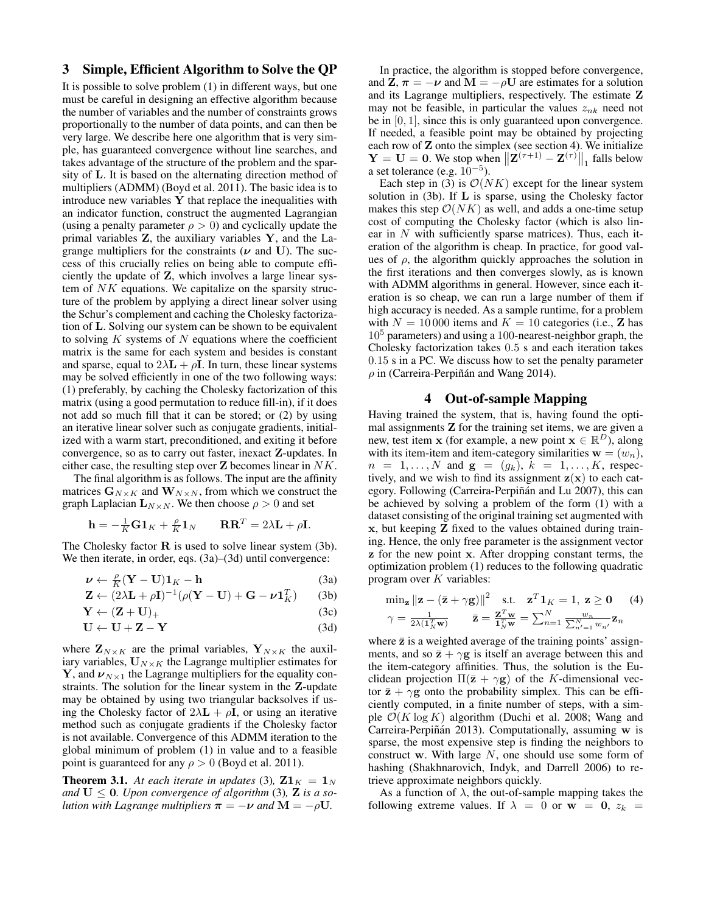## 3 Simple, Efficient Algorithm to Solve the QP

It is possible to solve problem (1) in different ways, but one must be careful in designing an effective algorithm because the number of variables and the number of constraints grows proportionally to the number of data points, and can then be very large. We describe here one algorithm that is very simple, has guaranteed convergence without line searches, and takes advantage of the structure of the problem and the sparsity of $\mathbf{L}$. It is based on the alternating direction method of multipliers (ADMM) (Boyd et al. 2011). The basic idea is to introduce new variables $\mathbf{Y}$ that replace the inequalities with an indicator function, construct the augmented Lagrangian (using a penalty parameter $\rho > 0$) and cyclically update the primal variables $\mathbf{Z}$, the auxiliary variables $\mathbf{Y}$, and the Lagrange multipliers for the constraints ($\boldsymbol{\nu}$ and $\mathbf{U}$). The success of this crucially relies on being able to compute efficiently the update of $\mathbf{Z}$, which involves a large linear system of $NK$ equations. We capitalize on the sparsity structure of the problem by applying a direct linear solver using the Schur's complement and caching the Cholesky factorization of $\mathbf{L}$. Solving our system can be shown to be equivalent to solving $K$ systems of $N$ equations where the coefficient matrix is the same for each system and besides is constant and sparse, equal to $2\lambda\mathbf{L} + \rho\mathbf{I}$. In turn, these linear systems may be solved efficiently in one of the two following ways: (1) preferably, by caching the Cholesky factorization of this matrix (using a good permutation to reduce fill-in), if it does not add so much fill that it can be stored; or (2) by using an iterative linear solver such as conjugate gradients, initialized with a warm start, preconditioned, and exiting it before convergence, so as to carry out faster, inexact $\mathbf{Z}$-updates. In either case, the resulting step over $\mathbf{Z}$ becomes linear in $NK$.

The final algorithm is as follows. The input are the affinity matrices $\mathbf{G}_{N\times K}$ and $\mathbf{W}_{N\times N}$, from which we construct the graph Laplacian $\mathbf{L}_{N\times N}$. We then choose $\rho > 0$ and set

$$\mathbf{h} = -\tfrac{1}{K}\mathbf{G}\mathbf{1}_K + \tfrac{\rho}{K}\mathbf{1}_N \qquad \mathbf{R}\mathbf{R}^T = 2\lambda\mathbf{L} + \rho\mathbf{I}.$$

The Cholesky factor $\mathbf{R}$ is used to solve linear system (3b). We then iterate, in order, eqs. (3a)–(3d) until convergence:

$$\boldsymbol{\nu} \leftarrow \tfrac{\rho}{K}(\mathbf{Y} - \mathbf{U})\mathbf{1}_K - \mathbf{h} \tag{3a}$$

$$\mathbf{Z} \leftarrow (2\lambda\mathbf{L} + \rho\mathbf{I})^{-1}(\rho(\mathbf{Y} - \mathbf{U}) + \mathbf{G} - \boldsymbol{\nu}\mathbf{1}_K^T) \tag{3b}$$

$$\mathbf{Y} \leftarrow (\mathbf{Z} + \mathbf{U})_+ \tag{3c}$$

$$\mathbf{U} \leftarrow \mathbf{U} + \mathbf{Z} - \mathbf{Y} \tag{3d}$$

where $\mathbf{Z}_{N\times K}$ are the primal variables, $\mathbf{Y}_{N\times K}$ the auxiliary variables, $\mathbf{U}_{N\times K}$ the Lagrange multiplier estimates for $\mathbf{Y}$, and $\boldsymbol{\nu}_{N\times 1}$ the Lagrange multipliers for the equality constraints. The solution for the linear system in the $\mathbf{Z}$-update may be obtained by using two triangular backsolves if using the Cholesky factor of $2\lambda\mathbf{L} + \rho\mathbf{I}$, or using an iterative method such as conjugate gradients if the Cholesky factor is not available. Convergence of this ADMM iteration to the global minimum of problem (1) in value and to a feasible point is guaranteed for any $\rho > 0$ (Boyd et al. 2011).

**Theorem 3.1.** *At each iterate in updates* (3)*,* $\mathbf{Z}\mathbf{1}_K = \mathbf{1}_N$ *and* $\mathbf{U} \leq \mathbf{0}$*. Upon convergence of algorithm* (3)*,* $\mathbf{Z}$ *is a solution with Lagrange multipliers* $\boldsymbol{\pi} = -\boldsymbol{\nu}$ *and* $\mathbf{M} = -\rho\mathbf{U}$*.*

In practice, the algorithm is stopped before convergence, and $\mathbf{Z}$, $\boldsymbol{\pi} = -\boldsymbol{\nu}$ and $\mathbf{M} = -\rho\mathbf{U}$ are estimates for a solution and its Lagrange multipliers, respectively. The estimate $\mathbf{Z}$ may not be feasible, in particular the values $z_{nk}$ need not be in $[0, 1]$, since this is only guaranteed upon convergence. If needed, a feasible point may be obtained by projecting each row of $\mathbf{Z}$ onto the simplex (see section 4). We initialize $\mathbf{Y} = \mathbf{U} = \mathbf{0}$. We stop when $\left\|\mathbf{Z}^{(\tau+1)} - \mathbf{Z}^{(\tau)}\right\|_1$ falls below a set tolerance (e.g. $10^{-5}$).

Each step in (3) is $\mathcal{O}(NK)$ except for the linear system solution in (3b). If $\mathbf{L}$ is sparse, using the Cholesky factor makes this step $\mathcal{O}(NK)$ as well, and adds a one-time setup cost of computing the Cholesky factor (which is also linear in $N$ with sufficiently sparse matrices). Thus, each iteration of the algorithm is cheap. In practice, for good values of $\rho$, the algorithm quickly approaches the solution in the first iterations and then converges slowly, as is known with ADMM algorithms in general. However, since each iteration is so cheap, we can run a large number of them if high accuracy is needed. As a sample runtime, for a problem with $N = 10\,000$ items and $K = 10$ categories (i.e., $\mathbf{Z}$ has $10^5$ parameters) and using a 100-nearest-neighbor graph, the Cholesky factorization takes 0.5 s and each iteration takes 0.15 s in a PC. We discuss how to set the penalty parameter $\rho$ in (Carreira-Perpiñán and Wang 2014).

## 4 Out-of-sample Mapping

Having trained the system, that is, having found the optimal assignments $\mathbf{Z}$ for the training set items, we are given a new, test item $\mathbf{x}$ (for example, a new point $\mathbf{x} \in \mathbb{R}^D$), along with its item-item and item-category similarities $\mathbf{w} = (w_n)$, $n = 1, \dots, N$ and $\mathbf{g} = (g_k)$, $k = 1, \dots, K$, respectively, and we wish to find its assignment $\mathbf{z}(\mathbf{x})$ to each category. Following (Carreira-Perpiñán and Lu 2007), this can be achieved by solving a problem of the form (1) with a dataset consisting of the original training set augmented with $\mathbf{x}$, but keeping $\mathbf{Z}$ fixed to the values obtained during training. Hence, the only free parameter is the assignment vector $\mathbf{z}$ for the new point $\mathbf{x}$. After dropping constant terms, the optimization problem (1) reduces to the following quadratic program over $K$ variables:

$$\min_{\mathbf{z}} \left\|\mathbf{z} - (\bar{\mathbf{z}} + \gamma\mathbf{g})\right\|^2 \quad \text{s.t.} \quad \mathbf{z}^T\mathbf{1}_K = 1,\ \mathbf{z} \geq \mathbf{0} \tag{4}$$

$$\gamma = \frac{1}{2\lambda(\mathbf{1}_N^T\mathbf{w})} \qquad \bar{\mathbf{z}} = \frac{\mathbf{Z}^T\mathbf{w}}{\mathbf{1}_N^T\mathbf{w}} = \sum_{n=1}^N \frac{w_n}{\sum_{n'=1}^N w_{n'}}\mathbf{z}_n$$

where $\bar{\mathbf{z}}$ is a weighted average of the training points' assignments, and so $\bar{\mathbf{z}} + \gamma\mathbf{g}$ is itself an average between this and the item-category affinities. Thus, the solution is the Euclidean projection $\Pi(\bar{\mathbf{z}} + \gamma\mathbf{g})$ of the $K$-dimensional vector $\bar{\mathbf{z}} + \gamma\mathbf{g}$ onto the probability simplex. This can be efficiently computed, in a finite number of steps, with a simple $\mathcal{O}(K\log K)$ algorithm (Duchi et al. 2008; Wang and Carreira-Perpiñán 2013). Computationally, assuming $\mathbf{w}$ is sparse, the most expensive step is finding the neighbors to construct $\mathbf{w}$. With large $N$, one should use some form of hashing (Shakhnarovich, Indyk, and Darrell 2006) to retrieve approximate neighbors quickly.

As a function of $\lambda$, the out-of-sample mapping takes the following extreme values. If $\lambda = 0$ or $\mathbf{w} = \mathbf{0}$, $z_k =$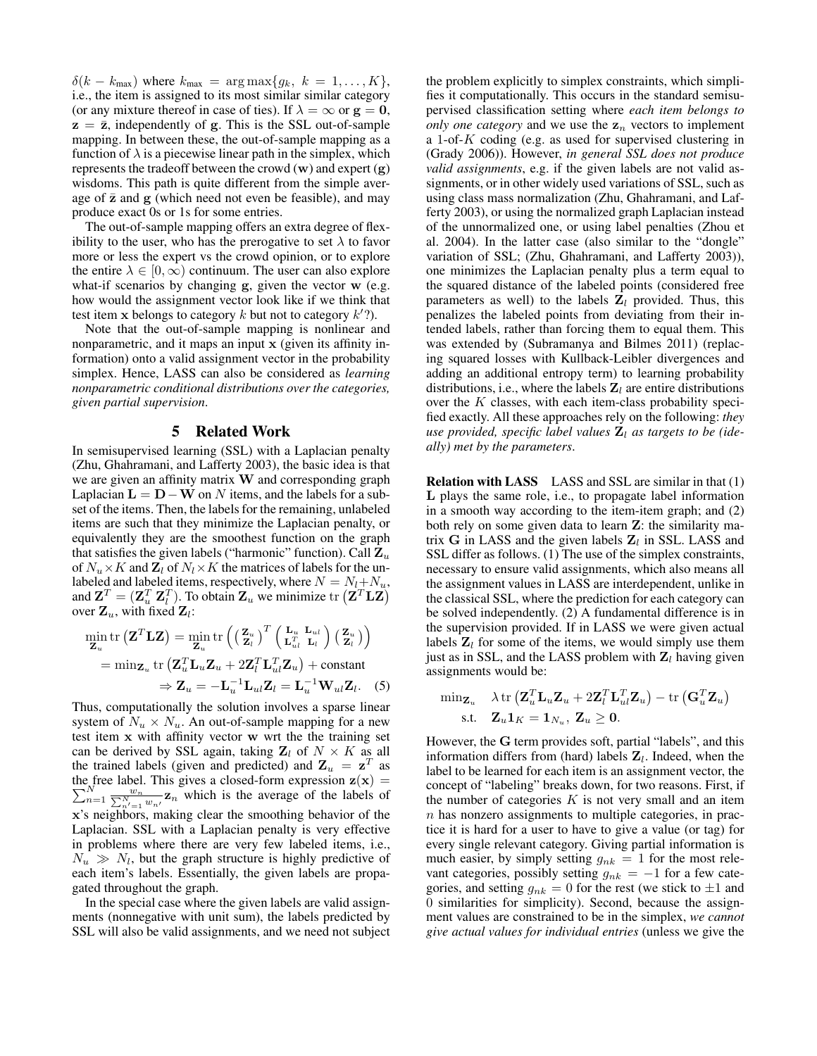$\delta(k - k_{\max})$ where $k_{\max} = \arg\max\{g_k,\ k = 1, \dots, K\}$, i.e., the item is assigned to its most similar similar category (or any mixture thereof in case of ties). If $\lambda = \infty$ or $\mathbf{g} = \mathbf{0}$, $\mathbf{z} = \bar{\mathbf{z}}$, independently of $\mathbf{g}$. This is the SSL out-of-sample mapping. In between these, the out-of-sample mapping as a function of $\lambda$ is a piecewise linear path in the simplex, which represents the tradeoff between the crowd ($\mathbf{w}$) and expert ($\mathbf{g}$) wisdoms. This path is quite different from the simple average of $\bar{\mathbf{z}}$ and $\mathbf{g}$ (which need not even be feasible), and may produce exact 0s or 1s for some entries.

The out-of-sample mapping offers an extra degree of flexibility to the user, who has the prerogative to set $\lambda$ to favor more or less the expert vs the crowd opinion, or to explore the entire $\lambda \in [0, \infty)$ continuum. The user can also explore what-if scenarios by changing $\mathbf{g}$, given the vector $\mathbf{w}$ (e.g. how would the assignment vector look like if we think that test item $\mathbf{x}$ belongs to category $k$ but not to category $k'$?).

Note that the out-of-sample mapping is nonlinear and nonparametric, and it maps an input $\mathbf{x}$ (given its affinity information) onto a valid assignment vector in the probability simplex. Hence, LASS can also be considered as *learning nonparametric conditional distributions over the categories, given partial supervision*.

## 5 Related Work

In semisupervised learning (SSL) with a Laplacian penalty (Zhu, Ghahramani, and Lafferty 2003), the basic idea is that we are given an affinity matrix $\mathbf{W}$ and corresponding graph Laplacian $\mathbf{L} = \mathbf{D} - \mathbf{W}$ on $N$ items, and the labels for a subset of the items. Then, the labels for the remaining, unlabeled items are such that they minimize the Laplacian penalty, or equivalently they are the smoothest function on the graph that satisfies the given labels ("harmonic" function). Call $\mathbf{Z}_u$ of $N_u \times K$ and $\mathbf{Z}_l$ of $N_l \times K$ the matrices of labels for the unlabeled and labeled items, respectively, where $N = N_l + N_u$, and $\mathbf{Z}^T = (\mathbf{Z}_u^T\ \mathbf{Z}_l^T)$. To obtain $\mathbf{Z}_u$ we minimize $\operatorname{tr}\left(\mathbf{Z}^T \mathbf{L} \mathbf{Z}\right)$ over $\mathbf{Z}_u$, with fixed $\mathbf{Z}_l$:

$$\min_{\mathbf{Z}_u} \operatorname{tr}\left(\mathbf{Z}^T \mathbf{L} \mathbf{Z}\right) = \min_{\mathbf{Z}_u} \operatorname{tr}\left( \begin{pmatrix} \mathbf{Z}_u \\ \mathbf{Z}_l \end{pmatrix}^T \begin{pmatrix} \mathbf{L}_u & \mathbf{L}_{ul} \\ \mathbf{L}_{ul}^T & \mathbf{L}_l \end{pmatrix} \begin{pmatrix} \mathbf{Z}_u \\ \mathbf{Z}_l \end{pmatrix} \right)$$
$$= \min_{\mathbf{Z}_u} \operatorname{tr}\left(\mathbf{Z}_u^T \mathbf{L}_u \mathbf{Z}_u + 2\mathbf{Z}_l^T \mathbf{L}_{ul}^T \mathbf{Z}_u\right) + \text{constant}$$
$$\Rightarrow \mathbf{Z}_u = -\mathbf{L}_u^{-1} \mathbf{L}_{ul} \mathbf{Z}_l = \mathbf{L}_u^{-1} \mathbf{W}_{ul} \mathbf{Z}_l. \quad (5)$$

Thus, computationally the solution involves a sparse linear system of $N_u \times N_u$. An out-of-sample mapping for a new test item $\mathbf{x}$ with affinity vector $\mathbf{w}$ wrt the the training set can be derived by SSL again, taking $\mathbf{Z}_l$ of $N \times K$ as all the trained labels (given and predicted) and $\mathbf{Z}_u = \mathbf{z}^T$ as the free label. This gives a closed-form expression $\mathbf{z}(\mathbf{x}) = \sum_{n=1}^N \frac{w_n}{\sum_{n'=1}^N w_{n'}} \mathbf{z}_n$ which is the average of the labels of $\mathbf{x}$'s neighbors, making clear the smoothing behavior of the Laplacian. SSL with a Laplacian penalty is very effective in problems where there are very few labeled items, i.e., $N_u \gg N_l$, but the graph structure is highly predictive of each item's labels. Essentially, the given labels are propagated throughout the graph.

In the special case where the given labels are valid assignments (nonnegative with unit sum), the labels predicted by SSL will also be valid assignments, and we need not subject the problem explicitly to simplex constraints, which simplifies it computationally. This occurs in the standard semisupervised classification setting where *each item belongs to only one category* and we use the $\mathbf{z}_n$ vectors to implement a 1-of-$K$ coding (e.g. as used for supervised clustering in (Grady 2006)). However, *in general SSL does not produce valid assignments*, e.g. if the given labels are not valid assignments, or in other widely used variations of SSL, such as using class mass normalization (Zhu, Ghahramani, and Lafferty 2003), or using the normalized graph Laplacian instead of the unnormalized one, or using label penalties (Zhou et al. 2004). In the latter case (also similar to the "dongle" variation of SSL; (Zhu, Ghahramani, and Lafferty 2003)), one minimizes the Laplacian penalty plus a term equal to the squared distance of the labeled points (considered free parameters as well) to the labels $\mathbf{Z}_l$ provided. Thus, this penalizes the labeled points from deviating from their intended labels, rather than forcing them to equal them. This was extended by (Subramanya and Bilmes 2011) (replacing squared losses with Kullback-Leibler divergences and adding an additional entropy term) to learning probability distributions, i.e., where the labels $\mathbf{Z}_l$ are entire distributions over the $K$ classes, with each item-class probability specified exactly. All these approaches rely on the following: *they use provided, specific label values $\mathbf{Z}_l$ as targets to be (ideally) met by the parameters*.

**Relation with LASS** LASS and SSL are similar in that (1) $\mathbf{L}$ plays the same role, i.e., to propagate label information in a smooth way according to the item-item graph; and (2) both rely on some given data to learn $\mathbf{Z}$: the similarity matrix $\mathbf{G}$ in LASS and the given labels $\mathbf{Z}_l$ in SSL. LASS and SSL differ as follows. (1) The use of the simplex constraints, necessary to ensure valid assignments, which also means all the assignment values in LASS are interdependent, unlike in the classical SSL, where the prediction for each category can be solved independently. (2) A fundamental difference is in the supervision provided. If in LASS we were given actual labels $\mathbf{Z}_l$ for some of the items, we would simply use them just as in SSL, and the LASS problem with $\mathbf{Z}_l$ having given assignments would be:

$$\begin{aligned} \min_{\mathbf{Z}_u} \quad & \lambda \operatorname{tr}\left(\mathbf{Z}_u^T \mathbf{L}_u \mathbf{Z}_u + 2\mathbf{Z}_l^T \mathbf{L}_{ul}^T \mathbf{Z}_u\right) - \operatorname{tr}\left(\mathbf{G}_u^T \mathbf{Z}_u\right) \\ \text{s.t.} \quad & \mathbf{Z}_u \mathbf{1}_K = \mathbf{1}_{N_u},\ \mathbf{Z}_u \geq \mathbf{0}. \end{aligned}$$

However, the $\mathbf{G}$ term provides soft, partial "labels", and this information differs from (hard) labels $\mathbf{Z}_l$. Indeed, when the label to be learned for each item is an assignment vector, the concept of "labeling" breaks down, for two reasons. First, if the number of categories $K$ is not very small and an item $n$ has nonzero assignments to multiple categories, in practice it is hard for a user to have to give a value (or tag) for every single relevant category. Giving partial information is much easier, by simply setting $g_{nk} = 1$ for the most relevant categories, possibly setting $g_{nk} = -1$ for a few categories, and setting $g_{nk} = 0$ for the rest (we stick to $\pm 1$ and 0 similarities for simplicity). Second, because the assignment values are constrained to be in the simplex, *we cannot give actual values for individual entries* (unless we give the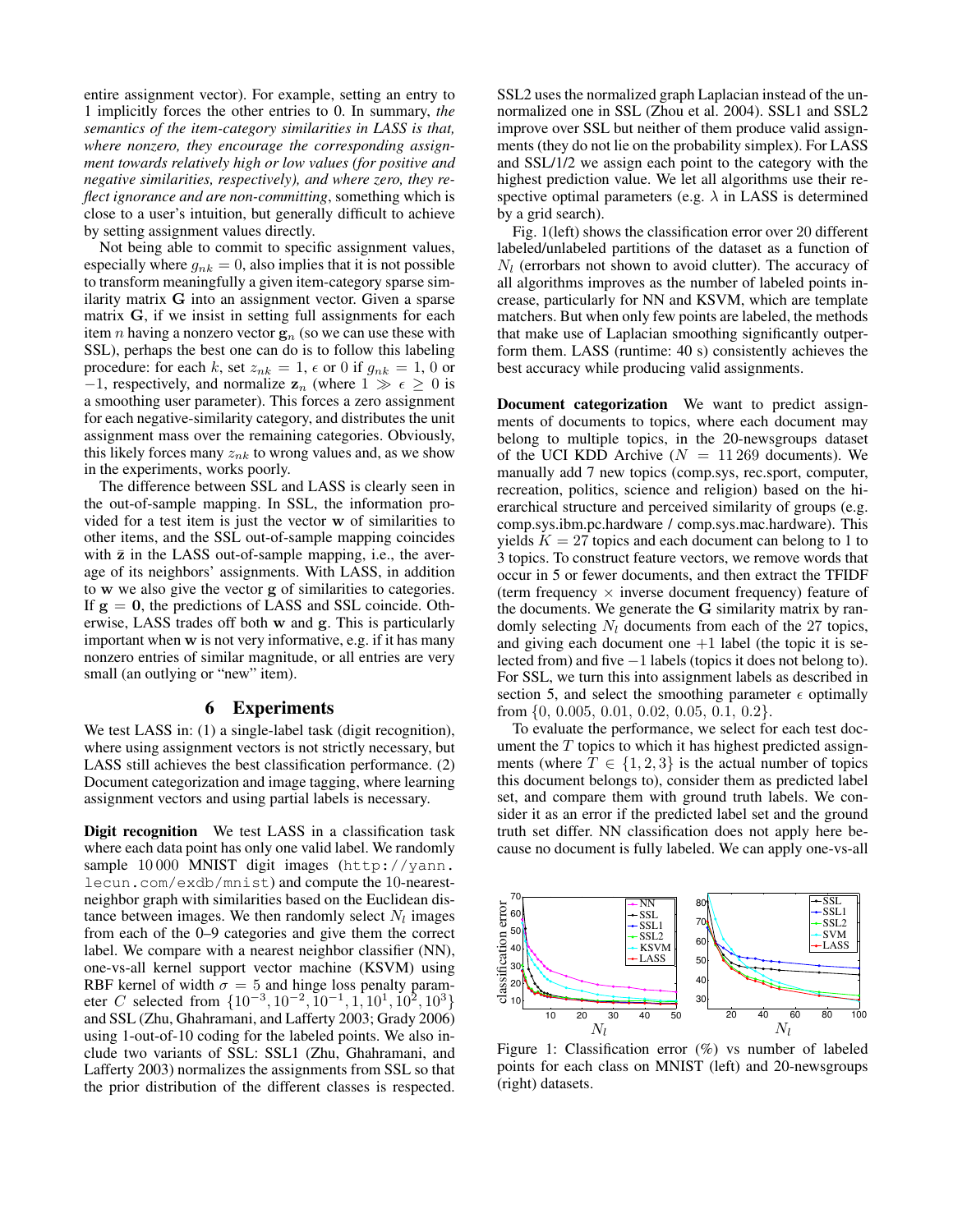entire assignment vector). For example, setting an entry to 1 implicitly forces the other entries to 0. In summary, *the semantics of the item-category similarities in LASS is that, where nonzero, they encourage the corresponding assignment towards relatively high or low values (for positive and negative similarities, respectively), and where zero, they reflect ignorance and are non-committing*, something which is close to a user's intuition, but generally difficult to achieve by setting assignment values directly.

Not being able to commit to specific assignment values, especially where $g_{nk} = 0$, also implies that it is not possible to transform meaningfully a given item-category sparse similarity matrix $\mathbf{G}$ into an assignment vector. Given a sparse matrix $\mathbf{G}$, if we insist in setting full assignments for each item $n$ having a nonzero vector $\mathbf{g}_n$ (so we can use these with SSL), perhaps the best one can do is to follow this labeling procedure: for each $k$, set $z_{nk} = 1$, $\epsilon$ or 0 if $g_{nk} = 1$, 0 or $-1$, respectively, and normalize $\mathbf{z}_n$ (where $1 \gg \epsilon \geq 0$ is a smoothing user parameter). This forces a zero assignment for each negative-similarity category, and distributes the unit assignment mass over the remaining categories. Obviously, this likely forces many $z_{nk}$ to wrong values and, as we show in the experiments, works poorly.

The difference between SSL and LASS is clearly seen in the out-of-sample mapping. In SSL, the information provided for a test item is just the vector $\mathbf{w}$ of similarities to other items, and the SSL out-of-sample mapping coincides with $\bar{\mathbf{z}}$ in the LASS out-of-sample mapping, i.e., the average of its neighbors' assignments. With LASS, in addition to $\mathbf{w}$ we also give the vector $\mathbf{g}$ of similarities to categories. If $\mathbf{g} = \mathbf{0}$, the predictions of LASS and SSL coincide. Otherwise, LASS trades off both $\mathbf{w}$ and $\mathbf{g}$. This is particularly important when $\mathbf{w}$ is not very informative, e.g. if it has many nonzero entries of similar magnitude, or all entries are very small (an outlying or "new" item).

## 6 Experiments

We test LASS in: (1) a single-label task (digit recognition), where using assignment vectors is not strictly necessary, but LASS still achieves the best classification performance. (2) Document categorization and image tagging, where learning assignment vectors and using partial labels is necessary.

**Digit recognition** We test LASS in a classification task where each data point has only one valid label. We randomly sample 10 000 MNIST digit images (`http://yann.lecun.com/exdb/mnist`) and compute the 10-nearest-neighbor graph with similarities based on the Euclidean distance between images. We then randomly select $N_l$ images from each of the 0–9 categories and give them the correct label. We compare with a nearest neighbor classifier (NN), one-vs-all kernel support vector machine (KSVM) using RBF kernel of width $\sigma = 5$ and hinge loss penalty parameter $C$ selected from $\{10^{-3}, 10^{-2}, 10^{-1}, 1, 10^1, 10^2, 10^3\}$ and SSL (Zhu, Ghahramani, and Lafferty 2003; Grady 2006) using 1-out-of-10 coding for the labeled points. We also include two variants of SSL: SSL1 (Zhu, Ghahramani, and Lafferty 2003) normalizes the assignments from SSL so that the prior distribution of the different classes is respected. SSL2 uses the normalized graph Laplacian instead of the unnormalized one in SSL (Zhou et al. 2004). SSL1 and SSL2 improve over SSL but neither of them produce valid assignments (they do not lie on the probability simplex). For LASS and SSL/1/2 we assign each point to the category with the highest prediction value. We let all algorithms use their respective optimal parameters (e.g. $\lambda$ in LASS is determined by a grid search).

Fig. 1(left) shows the classification error over 20 different labeled/unlabeled partitions of the dataset as a function of $N_l$ (errorbars not shown to avoid clutter). The accuracy of all algorithms improves as the number of labeled points increase, particularly for NN and KSVM, which are template matchers. But when only few points are labeled, the methods that make use of Laplacian smoothing significantly outperform them. LASS (runtime: 40 s) consistently achieves the best accuracy while producing valid assignments.

**Document categorization** We want to predict assignments of documents to topics, where each document may belong to multiple topics, in the 20-newsgroups dataset of the UCI KDD Archive ($N = 11\,269$ documents). We manually add 7 new topics (comp.sys, rec.sport, computer, recreation, politics, science and religion) based on the hierarchical structure and perceived similarity of groups (e.g. comp.sys.ibm.pc.hardware / comp.sys.mac.hardware). This yields $K = 27$ topics and each document can belong to 1 to 3 topics. To construct feature vectors, we remove words that occur in 5 or fewer documents, and then extract the TFIDF (term frequency $\times$ inverse document frequency) feature of the documents. We generate the $\mathbf{G}$ similarity matrix by randomly selecting $N_l$ documents from each of the 27 topics, and giving each document one $+1$ label (the topic it is selected from) and five $-1$ labels (topics it does not belong to). For SSL, we turn this into assignment labels as described in section 5, and select the smoothing parameter $\epsilon$ optimally from $\{0, 0.005, 0.01, 0.02, 0.05, 0.1, 0.2\}$.

To evaluate the performance, we select for each test document the $T$ topics to which it has highest predicted assignments (where $T \in \{1, 2, 3\}$ is the actual number of topics this document belongs to), consider them as predicted label set, and compare them with ground truth labels. We consider it as an error if the predicted label set and the ground truth set differ. NN classification does not apply here because no document is fully labeled. We can apply one-vs-all

Figure 1: Classification error (%) vs number of labeled points for each class on MNIST (left) and 20-newsgroups (right) datasets.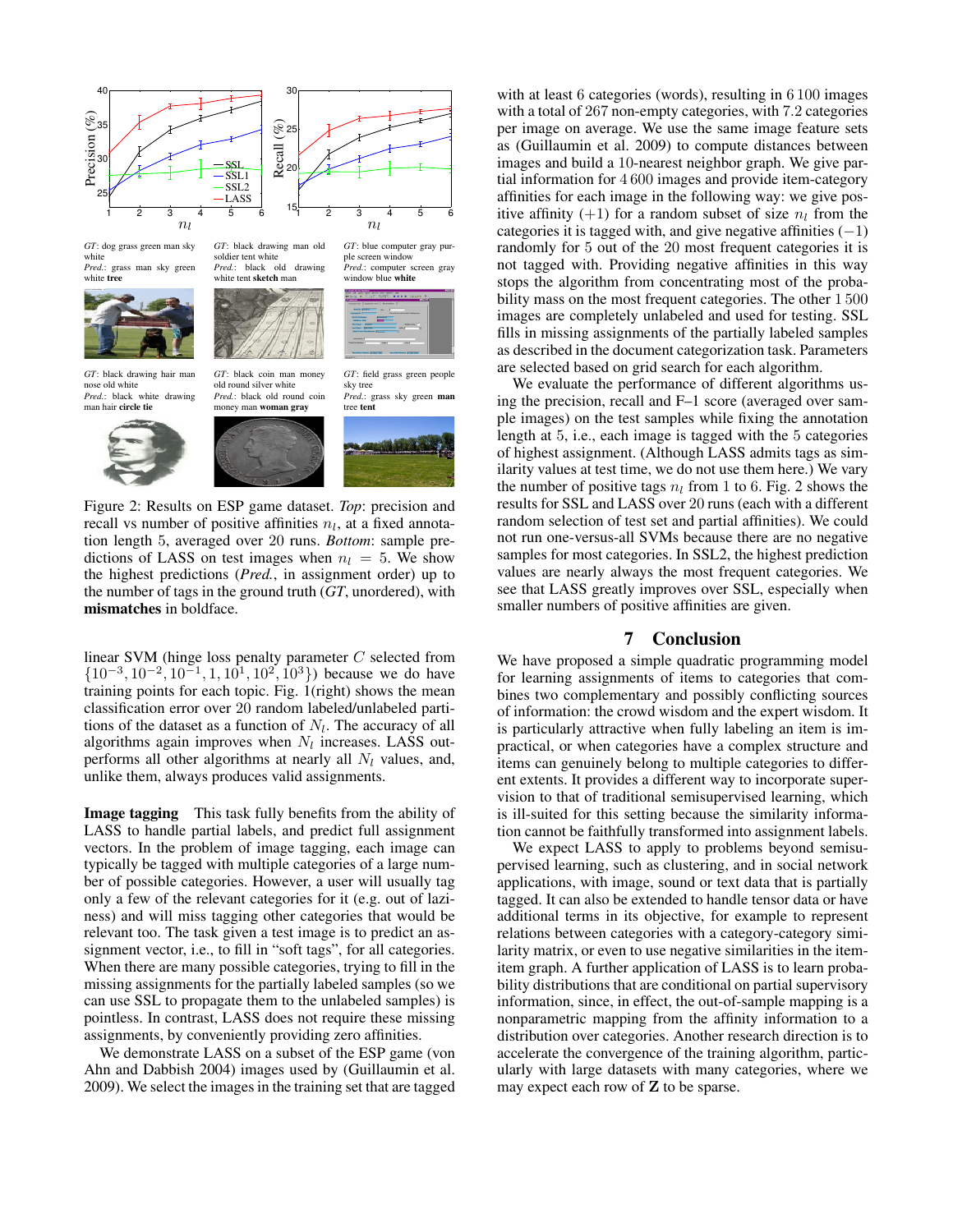*GT*: dog grass green man sky white
*Pred.*: grass man sky green white **tree**

*GT*: black drawing man old soldier tent white
*Pred.*: black old drawing white tent **sketch** man

*GT*: blue computer gray purple screen window
*Pred.*: computer screen gray window blue **white**

*GT*: black drawing hair man nose old white
*Pred.*: black white drawing man hair **circle tie**

*GT*: black coin man money old round silver white
*Pred.*: black old round coin money man **woman gray**

*GT*: field grass green people sky tree
*Pred.*: grass sky green **man** tree **tent**

Figure 2: Results on ESP game dataset. *Top*: precision and recall vs number of positive affinities $n_l$, at a fixed annotation length 5, averaged over 20 runs. *Bottom*: sample predictions of LASS on test images when $n_l = 5$. We show the highest predictions (*Pred.*, in assignment order) up to the number of tags in the ground truth (*GT*, unordered), with **mismatches** in boldface.

linear SVM (hinge loss penalty parameter $C$ selected from $\{10^{-3}, 10^{-2}, 10^{-1}, 1, 10^{1}, 10^{2}, 10^{3}\}$) because we do have training points for each topic. Fig. 1(right) shows the mean classification error over 20 random labeled/unlabeled partitions of the dataset as a function of $N_l$. The accuracy of all algorithms again improves when $N_l$ increases. LASS outperforms all other algorithms at nearly all $N_l$ values, and, unlike them, always produces valid assignments.

**Image tagging** This task fully benefits from the ability of LASS to handle partial labels, and predict full assignment vectors. In the problem of image tagging, each image can typically be tagged with multiple categories of a large number of possible categories. However, a user will usually tag only a few of the relevant categories for it (e.g. out of laziness) and will miss tagging other categories that would be relevant too. The task given a test image is to predict an assignment vector, i.e., to fill in "soft tags", for all categories. When there are many possible categories, trying to fill in the missing assignments for the partially labeled samples (so we can use SSL to propagate them to the unlabeled samples) is pointless. In contrast, LASS does not require these missing assignments, by conveniently providing zero affinities.

We demonstrate LASS on a subset of the ESP game (von Ahn and Dabbish 2004) images used by (Guillaumin et al. 2009). We select the images in the training set that are tagged with at least 6 categories (words), resulting in 6 100 images with a total of 267 non-empty categories, with 7.2 categories per image on average. We use the same image feature sets as (Guillaumin et al. 2009) to compute distances between images and build a 10-nearest neighbor graph. We give partial information for 4 600 images and provide item-category affinities for each image in the following way: we give positive affinity $(+1)$ for a random subset of size $n_l$ from the categories it is tagged with, and give negative affinities $(-1)$ randomly for 5 out of the 20 most frequent categories it is not tagged with. Providing negative affinities in this way stops the algorithm from concentrating most of the probability mass on the most frequent categories. The other 1 500 images are completely unlabeled and used for testing. SSL fills in missing assignments of the partially labeled samples as described in the document categorization task. Parameters are selected based on grid search for each algorithm.

We evaluate the performance of different algorithms using the precision, recall and F–1 score (averaged over sample images) on the test samples while fixing the annotation length at 5, i.e., each image is tagged with the 5 categories of highest assignment. (Although LASS admits tags as similarity values at test time, we do not use them here.) We vary the number of positive tags $n_l$ from 1 to 6. Fig. 2 shows the results for SSL and LASS over 20 runs (each with a different random selection of test set and partial affinities). We could not run one-versus-all SVMs because there are no negative samples for most categories. In SSL2, the highest prediction values are nearly always the most frequent categories. We see that LASS greatly improves over SSL, especially when smaller numbers of positive affinities are given.

## 7 Conclusion

We have proposed a simple quadratic programming model for learning assignments of items to categories that combines two complementary and possibly conflicting sources of information: the crowd wisdom and the expert wisdom. It is particularly attractive when fully labeling an item is impractical, or when categories have a complex structure and items can genuinely belong to multiple categories to different extents. It provides a different way to incorporate supervision to that of traditional semisupervised learning, which is ill-suited for this setting because the similarity information cannot be faithfully transformed into assignment labels.

We expect LASS to apply to problems beyond semisupervised learning, such as clustering, and in social network applications, with image, sound or text data that is partially tagged. It can also be extended to handle tensor data or have additional terms in its objective, for example to represent relations between categories with a category-category similarity matrix, or even to use negative similarities in the item-item graph. A further application of LASS is to learn probability distributions that are conditional on partial supervisory information, since, in effect, the out-of-sample mapping is a nonparametric mapping from the affinity information to a distribution over categories. Another research direction is to accelerate the convergence of the training algorithm, particularly with large datasets with many categories, where we may expect each row of $\mathbf{Z}$ to be sparse.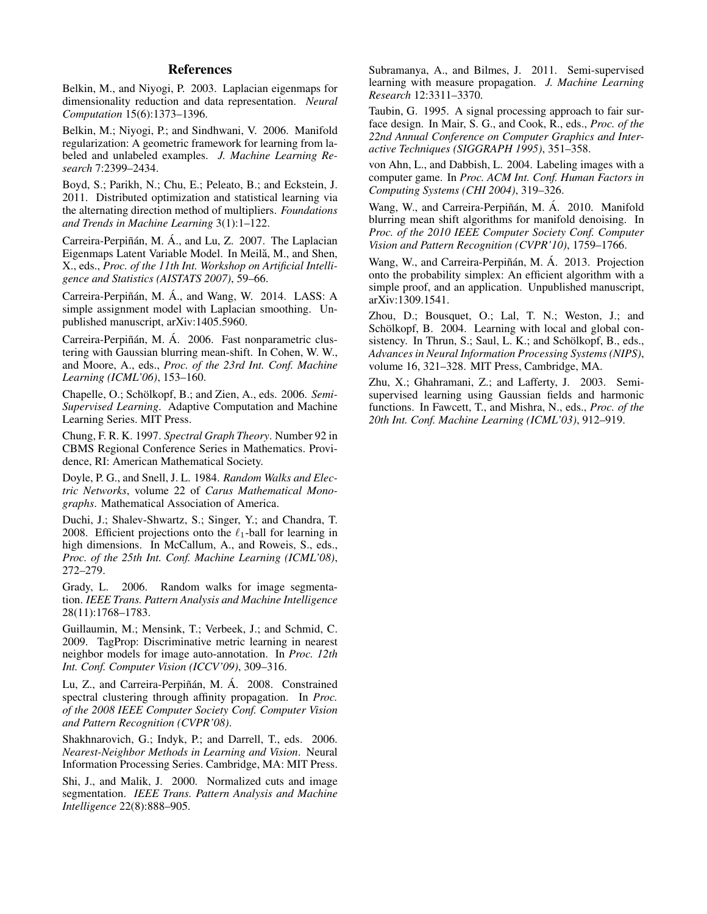## References

Belkin, M., and Niyogi, P. 2003. Laplacian eigenmaps for dimensionality reduction and data representation. *Neural Computation* 15(6):1373–1396.

Belkin, M.; Niyogi, P.; and Sindhwani, V. 2006. Manifold regularization: A geometric framework for learning from labeled and unlabeled examples. *J. Machine Learning Research* 7:2399–2434.

Boyd, S.; Parikh, N.; Chu, E.; Peleato, B.; and Eckstein, J. 2011. Distributed optimization and statistical learning via the alternating direction method of multipliers. *Foundations and Trends in Machine Learning* 3(1):1–122.

Carreira-Perpiñán, M. Á., and Lu, Z. 2007. The Laplacian Eigenmaps Latent Variable Model. In Meilă, M., and Shen, X., eds., *Proc. of the 11th Int. Workshop on Artificial Intelligence and Statistics (AISTATS 2007)*, 59–66.

Carreira-Perpiñán, M. Á., and Wang, W. 2014. LASS: A simple assignment model with Laplacian smoothing. Unpublished manuscript, arXiv:1405.5960.

Carreira-Perpiñán, M. Á. 2006. Fast nonparametric clustering with Gaussian blurring mean-shift. In Cohen, W. W., and Moore, A., eds., *Proc. of the 23rd Int. Conf. Machine Learning (ICML'06)*, 153–160.

Chapelle, O.; Schölkopf, B.; and Zien, A., eds. 2006. *Semi-Supervised Learning*. Adaptive Computation and Machine Learning Series. MIT Press.

Chung, F. R. K. 1997. *Spectral Graph Theory*. Number 92 in CBMS Regional Conference Series in Mathematics. Providence, RI: American Mathematical Society.

Doyle, P. G., and Snell, J. L. 1984. *Random Walks and Electric Networks*, volume 22 of *Carus Mathematical Monographs*. Mathematical Association of America.

Duchi, J.; Shalev-Shwartz, S.; Singer, Y.; and Chandra, T. 2008. Efficient projections onto the $\ell_1$-ball for learning in high dimensions. In McCallum, A., and Roweis, S., eds., *Proc. of the 25th Int. Conf. Machine Learning (ICML'08)*, 272–279.

Grady, L. 2006. Random walks for image segmentation. *IEEE Trans. Pattern Analysis and Machine Intelligence* 28(11):1768–1783.

Guillaumin, M.; Mensink, T.; Verbeek, J.; and Schmid, C. 2009. TagProp: Discriminative metric learning in nearest neighbor models for image auto-annotation. In *Proc. 12th Int. Conf. Computer Vision (ICCV'09)*, 309–316.

Lu, Z., and Carreira-Perpiñán, M. Á. 2008. Constrained spectral clustering through affinity propagation. In *Proc. of the 2008 IEEE Computer Society Conf. Computer Vision and Pattern Recognition (CVPR'08)*.

Shakhnarovich, G.; Indyk, P.; and Darrell, T., eds. 2006. *Nearest-Neighbor Methods in Learning and Vision*. Neural Information Processing Series. Cambridge, MA: MIT Press.

Shi, J., and Malik, J. 2000. Normalized cuts and image segmentation. *IEEE Trans. Pattern Analysis and Machine Intelligence* 22(8):888–905.

Subramanya, A., and Bilmes, J. 2011. Semi-supervised learning with measure propagation. *J. Machine Learning Research* 12:3311–3370.

Taubin, G. 1995. A signal processing approach to fair surface design. In Mair, S. G., and Cook, R., eds., *Proc. of the 22nd Annual Conference on Computer Graphics and Interactive Techniques (SIGGRAPH 1995)*, 351–358.

von Ahn, L., and Dabbish, L. 2004. Labeling images with a computer game. In *Proc. ACM Int. Conf. Human Factors in Computing Systems (CHI 2004)*, 319–326.

Wang, W., and Carreira-Perpiñán, M. Á. 2010. Manifold blurring mean shift algorithms for manifold denoising. In *Proc. of the 2010 IEEE Computer Society Conf. Computer Vision and Pattern Recognition (CVPR'10)*, 1759–1766.

Wang, W., and Carreira-Perpiñán, M. Á. 2013. Projection onto the probability simplex: An efficient algorithm with a simple proof, and an application. Unpublished manuscript, arXiv:1309.1541.

Zhou, D.; Bousquet, O.; Lal, T. N.; Weston, J.; and Schölkopf, B. 2004. Learning with local and global consistency. In Thrun, S.; Saul, L. K.; and Schölkopf, B., eds., *Advances in Neural Information Processing Systems (NIPS)*, volume 16, 321–328. MIT Press, Cambridge, MA.

Zhu, X.; Ghahramani, Z.; and Lafferty, J. 2003. Semi-supervised learning using Gaussian fields and harmonic functions. In Fawcett, T., and Mishra, N., eds., *Proc. of the 20th Int. Conf. Machine Learning (ICML'03)*, 912–919.